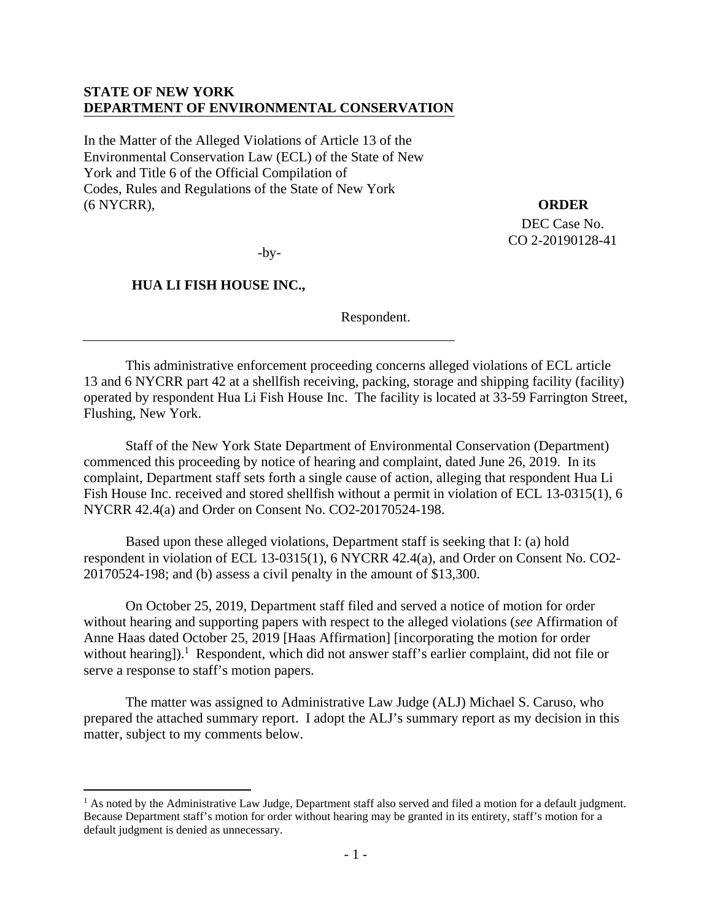**STATE OF NEW YORK**
**DEPARTMENT OF ENVIRONMENTAL CONSERVATION**

In the Matter of the Alleged Violations of Article 13 of the Environmental Conservation Law (ECL) of the State of New York and Title 6 of the Official Compilation of Codes, Rules and Regulations of the State of New York (6 NYCRR),

-by-

**HUA LI FISH HOUSE INC.,**

Respondent.

**ORDER**

DEC Case No. CO 2-20190128-41

This administrative enforcement proceeding concerns alleged violations of ECL article 13 and 6 NYCRR part 42 at a shellfish receiving, packing, storage and shipping facility (facility) operated by respondent Hua Li Fish House Inc. The facility is located at 33-59 Farrington Street, Flushing, New York.

Staff of the New York State Department of Environmental Conservation (Department) commenced this proceeding by notice of hearing and complaint, dated June 26, 2019. In its complaint, Department staff sets forth a single cause of action, alleging that respondent Hua Li Fish House Inc. received and stored shellfish without a permit in violation of ECL 13-0315(1), 6 NYCRR 42.4(a) and Order on Consent No. CO2-20170524-198.

Based upon these alleged violations, Department staff is seeking that I: (a) hold respondent in violation of ECL 13-0315(1), 6 NYCRR 42.4(a), and Order on Consent No. CO2-20170524-198; and (b) assess a civil penalty in the amount of $13,300.

On October 25, 2019, Department staff filed and served a notice of motion for order without hearing and supporting papers with respect to the alleged violations (*see* Affirmation of Anne Haas dated October 25, 2019 [Haas Affirmation] [incorporating the motion for order without hearing]).[1] Respondent, which did not answer staff's earlier complaint, did not file or serve a response to staff's motion papers.

The matter was assigned to Administrative Law Judge (ALJ) Michael S. Caruso, who prepared the attached summary report. I adopt the ALJ's summary report as my decision in this matter, subject to my comments below.

[1] As noted by the Administrative Law Judge, Department staff also served and filed a motion for a default judgment. Because Department staff's motion for order without hearing may be granted in its entirety, staff's motion for a default judgment is denied as unnecessary.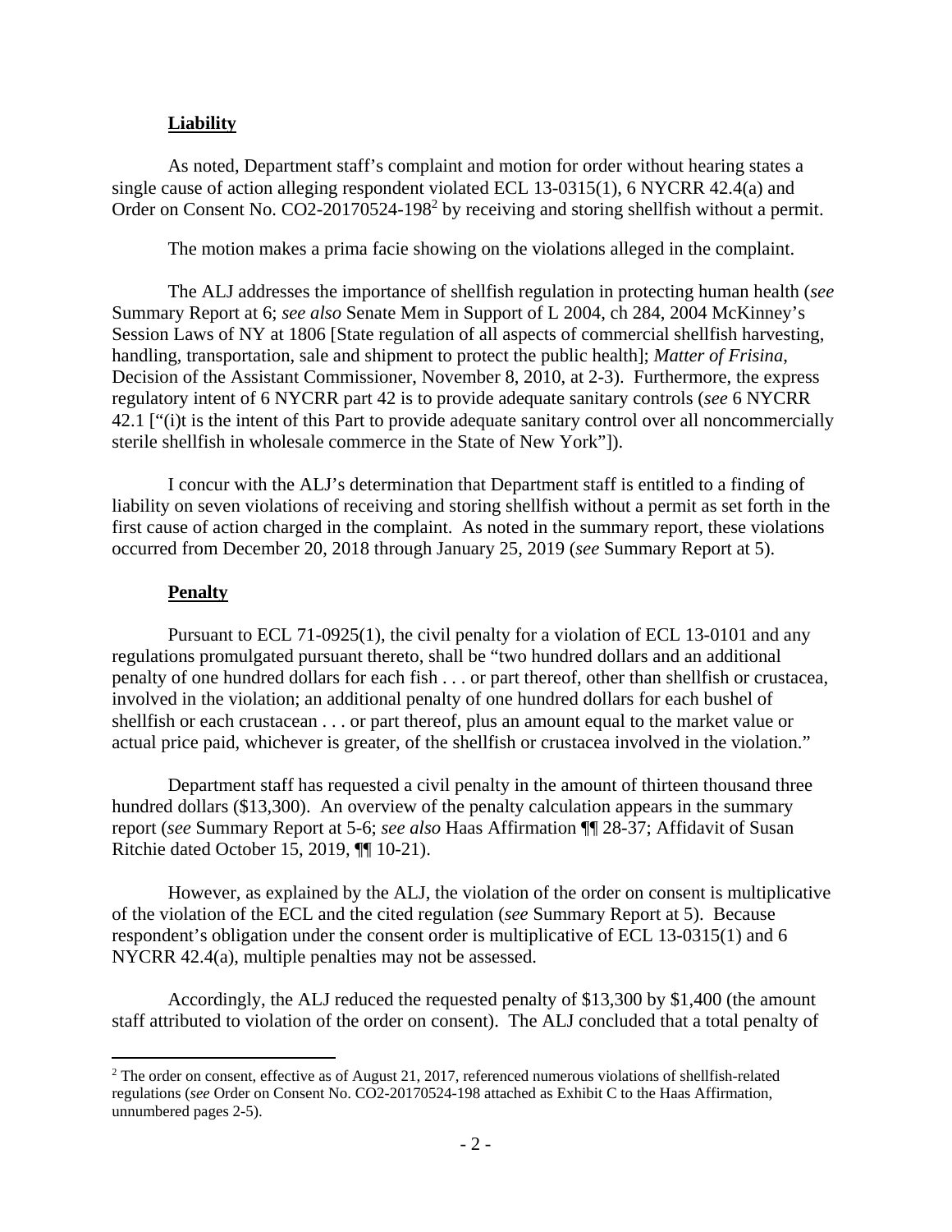## **Liability**

As noted, Department staff's complaint and motion for order without hearing states a single cause of action alleging respondent violated ECL 13-0315(1), 6 NYCRR 42.4(a) and Order on Consent No. CO2-20170524-198[2] by receiving and storing shellfish without a permit.

The motion makes a prima facie showing on the violations alleged in the complaint.

The ALJ addresses the importance of shellfish regulation in protecting human health (*see* Summary Report at 6; *see also* Senate Mem in Support of L 2004, ch 284, 2004 McKinney's Session Laws of NY at 1806 [State regulation of all aspects of commercial shellfish harvesting, handling, transportation, sale and shipment to protect the public health]; *Matter of Frisina*, Decision of the Assistant Commissioner, November 8, 2010, at 2-3). Furthermore, the express regulatory intent of 6 NYCRR part 42 is to provide adequate sanitary controls (*see* 6 NYCRR 42.1 ["(i)t is the intent of this Part to provide adequate sanitary control over all noncommercially sterile shellfish in wholesale commerce in the State of New York"]).

I concur with the ALJ's determination that Department staff is entitled to a finding of liability on seven violations of receiving and storing shellfish without a permit as set forth in the first cause of action charged in the complaint. As noted in the summary report, these violations occurred from December 20, 2018 through January 25, 2019 (*see* Summary Report at 5).

## **Penalty**

Pursuant to ECL 71-0925(1), the civil penalty for a violation of ECL 13-0101 and any regulations promulgated pursuant thereto, shall be "two hundred dollars and an additional penalty of one hundred dollars for each fish . . . or part thereof, other than shellfish or crustacea, involved in the violation; an additional penalty of one hundred dollars for each bushel of shellfish or each crustacean . . . or part thereof, plus an amount equal to the market value or actual price paid, whichever is greater, of the shellfish or crustacea involved in the violation."

Department staff has requested a civil penalty in the amount of thirteen thousand three hundred dollars ($13,300). An overview of the penalty calculation appears in the summary report (*see* Summary Report at 5-6; *see also* Haas Affirmation ¶¶ 28-37; Affidavit of Susan Ritchie dated October 15, 2019, ¶¶ 10-21).

However, as explained by the ALJ, the violation of the order on consent is multiplicative of the violation of the ECL and the cited regulation (*see* Summary Report at 5). Because respondent's obligation under the consent order is multiplicative of ECL 13-0315(1) and 6 NYCRR 42.4(a), multiple penalties may not be assessed.

Accordingly, the ALJ reduced the requested penalty of $13,300 by $1,400 (the amount staff attributed to violation of the order on consent). The ALJ concluded that a total penalty of

---

[2] The order on consent, effective as of August 21, 2017, referenced numerous violations of shellfish-related regulations (*see* Order on Consent No. CO2-20170524-198 attached as Exhibit C to the Haas Affirmation, unnumbered pages 2-5).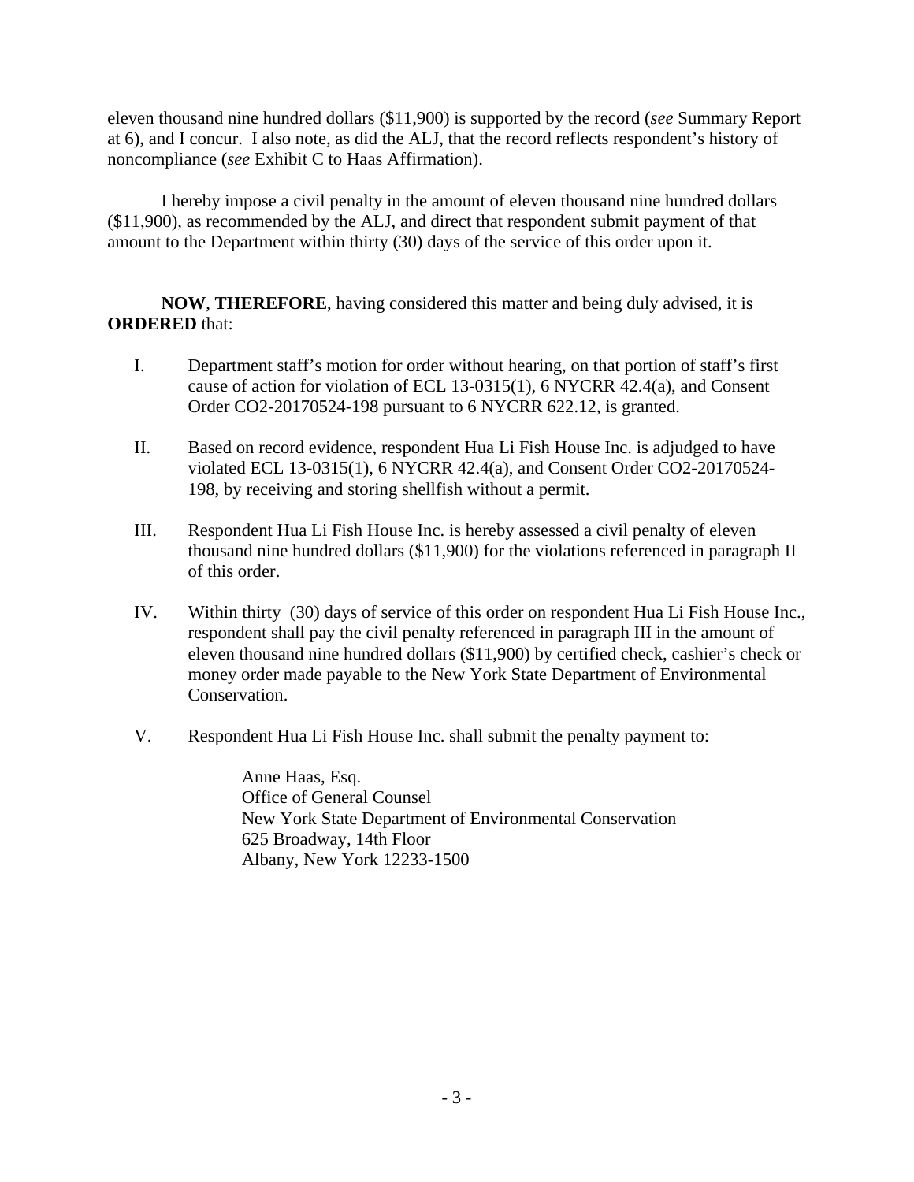eleven thousand nine hundred dollars ($11,900) is supported by the record (*see* Summary Report at 6), and I concur. I also note, as did the ALJ, that the record reflects respondent's history of noncompliance (*see* Exhibit C to Haas Affirmation).

I hereby impose a civil penalty in the amount of eleven thousand nine hundred dollars ($11,900), as recommended by the ALJ, and direct that respondent submit payment of that amount to the Department within thirty (30) days of the service of this order upon it.

**NOW**, **THEREFORE**, having considered this matter and being duly advised, it is **ORDERED** that:

I. Department staff's motion for order without hearing, on that portion of staff's first cause of action for violation of ECL 13-0315(1), 6 NYCRR 42.4(a), and Consent Order CO2-20170524-198 pursuant to 6 NYCRR 622.12, is granted.

II. Based on record evidence, respondent Hua Li Fish House Inc. is adjudged to have violated ECL 13-0315(1), 6 NYCRR 42.4(a), and Consent Order CO2-20170524-198, by receiving and storing shellfish without a permit.

III. Respondent Hua Li Fish House Inc. is hereby assessed a civil penalty of eleven thousand nine hundred dollars ($11,900) for the violations referenced in paragraph II of this order.

IV. Within thirty (30) days of service of this order on respondent Hua Li Fish House Inc., respondent shall pay the civil penalty referenced in paragraph III in the amount of eleven thousand nine hundred dollars ($11,900) by certified check, cashier's check or money order made payable to the New York State Department of Environmental Conservation.

V. Respondent Hua Li Fish House Inc. shall submit the penalty payment to:

Anne Haas, Esq.
Office of General Counsel
New York State Department of Environmental Conservation
625 Broadway, 14th Floor
Albany, New York 12233-1500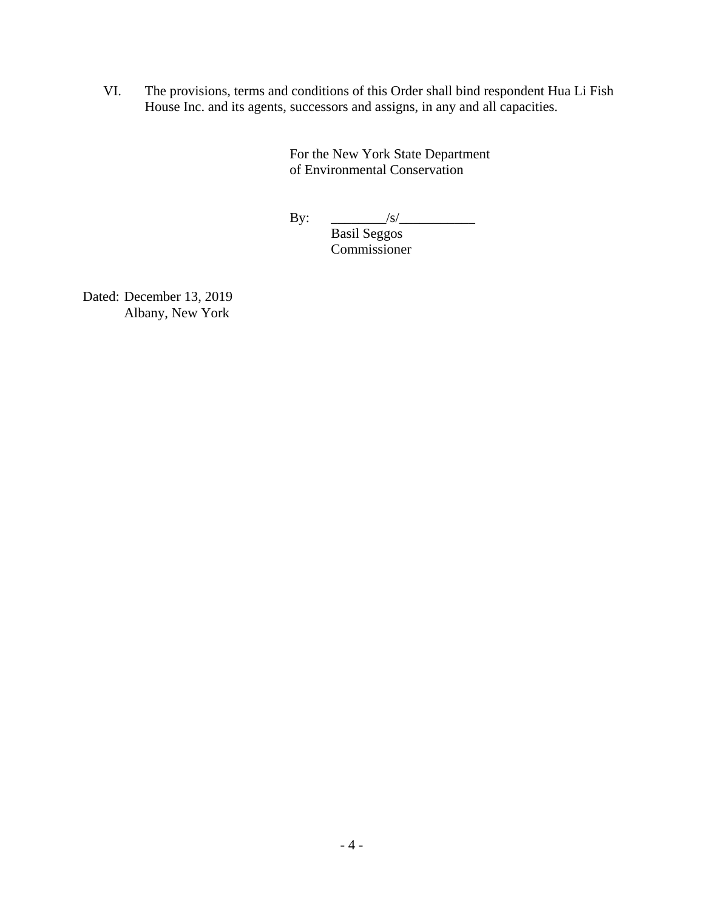VI. The provisions, terms and conditions of this Order shall bind respondent Hua Li Fish House Inc. and its agents, successors and assigns, in any and all capacities.

For the New York State Department of Environmental Conservation

By: ________/s/___________
Basil Seggos
Commissioner

Dated: December 13, 2019
Albany, New York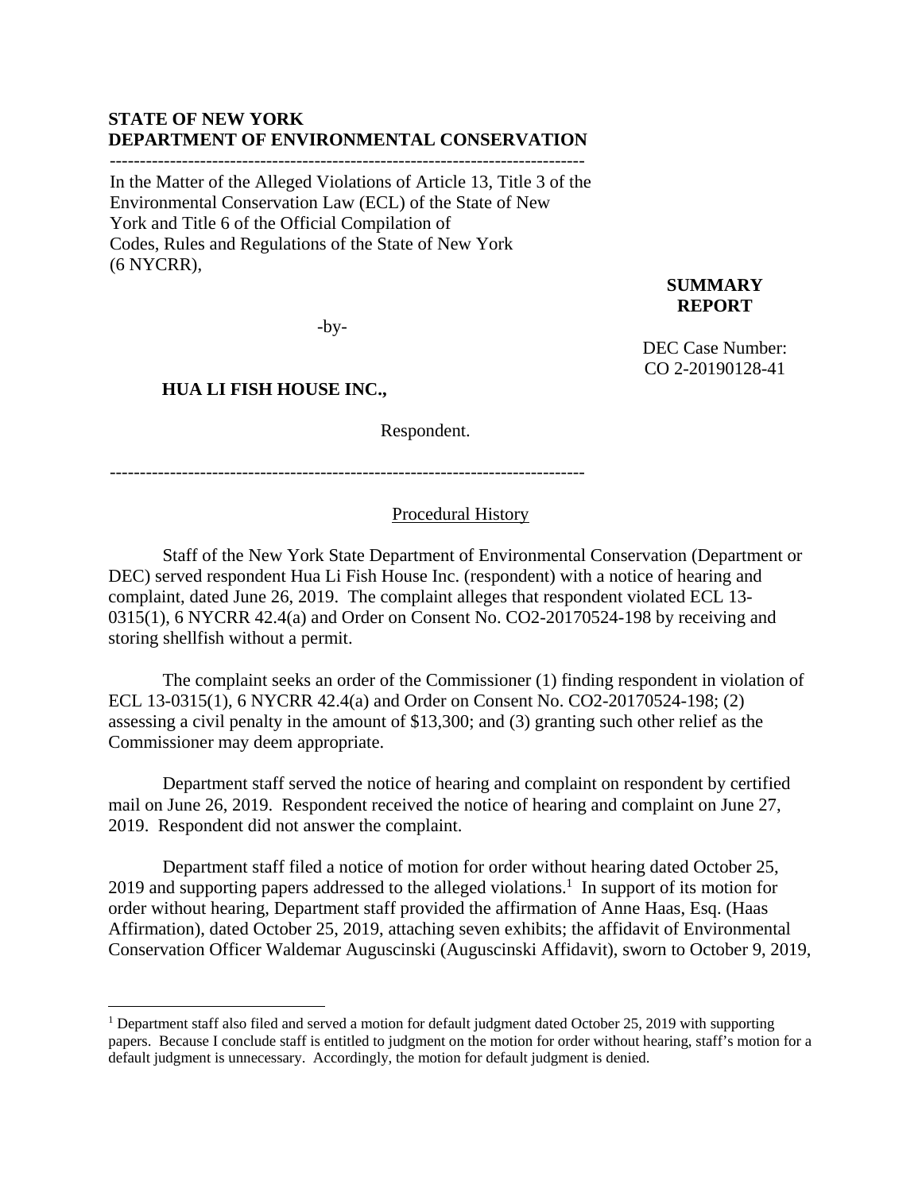**STATE OF NEW YORK**
**DEPARTMENT OF ENVIRONMENTAL CONSERVATION**

---

In the Matter of the Alleged Violations of Article 13, Title 3 of the Environmental Conservation Law (ECL) of the State of New York and Title 6 of the Official Compilation of Codes, Rules and Regulations of the State of New York (6 NYCRR),

-by-

**HUA LI FISH HOUSE INC.,**

Respondent.

---

**SUMMARY REPORT**

DEC Case Number: CO 2-20190128-41

## Procedural History

Staff of the New York State Department of Environmental Conservation (Department or DEC) served respondent Hua Li Fish House Inc. (respondent) with a notice of hearing and complaint, dated June 26, 2019. The complaint alleges that respondent violated ECL 13-0315(1), 6 NYCRR 42.4(a) and Order on Consent No. CO2-20170524-198 by receiving and storing shellfish without a permit.

The complaint seeks an order of the Commissioner (1) finding respondent in violation of ECL 13-0315(1), 6 NYCRR 42.4(a) and Order on Consent No. CO2-20170524-198; (2) assessing a civil penalty in the amount of $13,300; and (3) granting such other relief as the Commissioner may deem appropriate.

Department staff served the notice of hearing and complaint on respondent by certified mail on June 26, 2019. Respondent received the notice of hearing and complaint on June 27, 2019. Respondent did not answer the complaint.

Department staff filed a notice of motion for order without hearing dated October 25, 2019 and supporting papers addressed to the alleged violations.[1] In support of its motion for order without hearing, Department staff provided the affirmation of Anne Haas, Esq. (Haas Affirmation), dated October 25, 2019, attaching seven exhibits; the affidavit of Environmental Conservation Officer Waldemar Auguscinski (Auguscinski Affidavit), sworn to October 9, 2019,

---

[1] Department staff also filed and served a motion for default judgment dated October 25, 2019 with supporting papers. Because I conclude staff is entitled to judgment on the motion for order without hearing, staff's motion for a default judgment is unnecessary. Accordingly, the motion for default judgment is denied.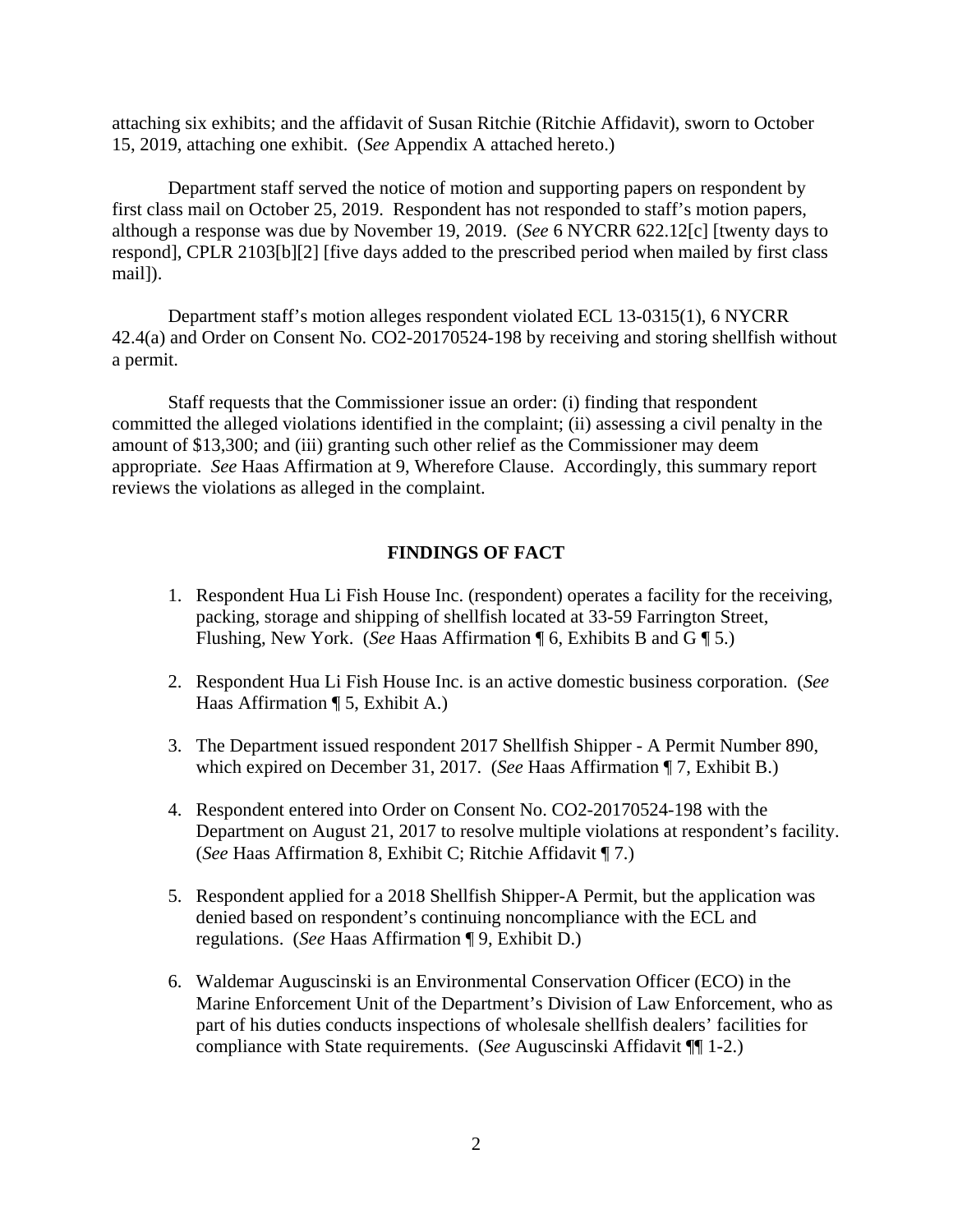attaching six exhibits; and the affidavit of Susan Ritchie (Ritchie Affidavit), sworn to October 15, 2019, attaching one exhibit. (*See* Appendix A attached hereto.)

Department staff served the notice of motion and supporting papers on respondent by first class mail on October 25, 2019. Respondent has not responded to staff's motion papers, although a response was due by November 19, 2019. (*See* 6 NYCRR 622.12[c] [twenty days to respond], CPLR 2103[b][2] [five days added to the prescribed period when mailed by first class mail]).

Department staff's motion alleges respondent violated ECL 13-0315(1), 6 NYCRR 42.4(a) and Order on Consent No. CO2-20170524-198 by receiving and storing shellfish without a permit.

Staff requests that the Commissioner issue an order: (i) finding that respondent committed the alleged violations identified in the complaint; (ii) assessing a civil penalty in the amount of $13,300; and (iii) granting such other relief as the Commissioner may deem appropriate. *See* Haas Affirmation at 9, Wherefore Clause. Accordingly, this summary report reviews the violations as alleged in the complaint.

## FINDINGS OF FACT

1. Respondent Hua Li Fish House Inc. (respondent) operates a facility for the receiving, packing, storage and shipping of shellfish located at 33-59 Farrington Street, Flushing, New York. (*See* Haas Affirmation ¶ 6, Exhibits B and G ¶ 5.)
2. Respondent Hua Li Fish House Inc. is an active domestic business corporation. (*See* Haas Affirmation ¶ 5, Exhibit A.)
3. The Department issued respondent 2017 Shellfish Shipper - A Permit Number 890, which expired on December 31, 2017. (*See* Haas Affirmation ¶ 7, Exhibit B.)
4. Respondent entered into Order on Consent No. CO2-20170524-198 with the Department on August 21, 2017 to resolve multiple violations at respondent's facility. (*See* Haas Affirmation 8, Exhibit C; Ritchie Affidavit ¶ 7.)
5. Respondent applied for a 2018 Shellfish Shipper-A Permit, but the application was denied based on respondent's continuing noncompliance with the ECL and regulations. (*See* Haas Affirmation ¶ 9, Exhibit D.)
6. Waldemar Auguscinski is an Environmental Conservation Officer (ECO) in the Marine Enforcement Unit of the Department's Division of Law Enforcement, who as part of his duties conducts inspections of wholesale shellfish dealers' facilities for compliance with State requirements. (*See* Auguscinski Affidavit ¶¶ 1-2.)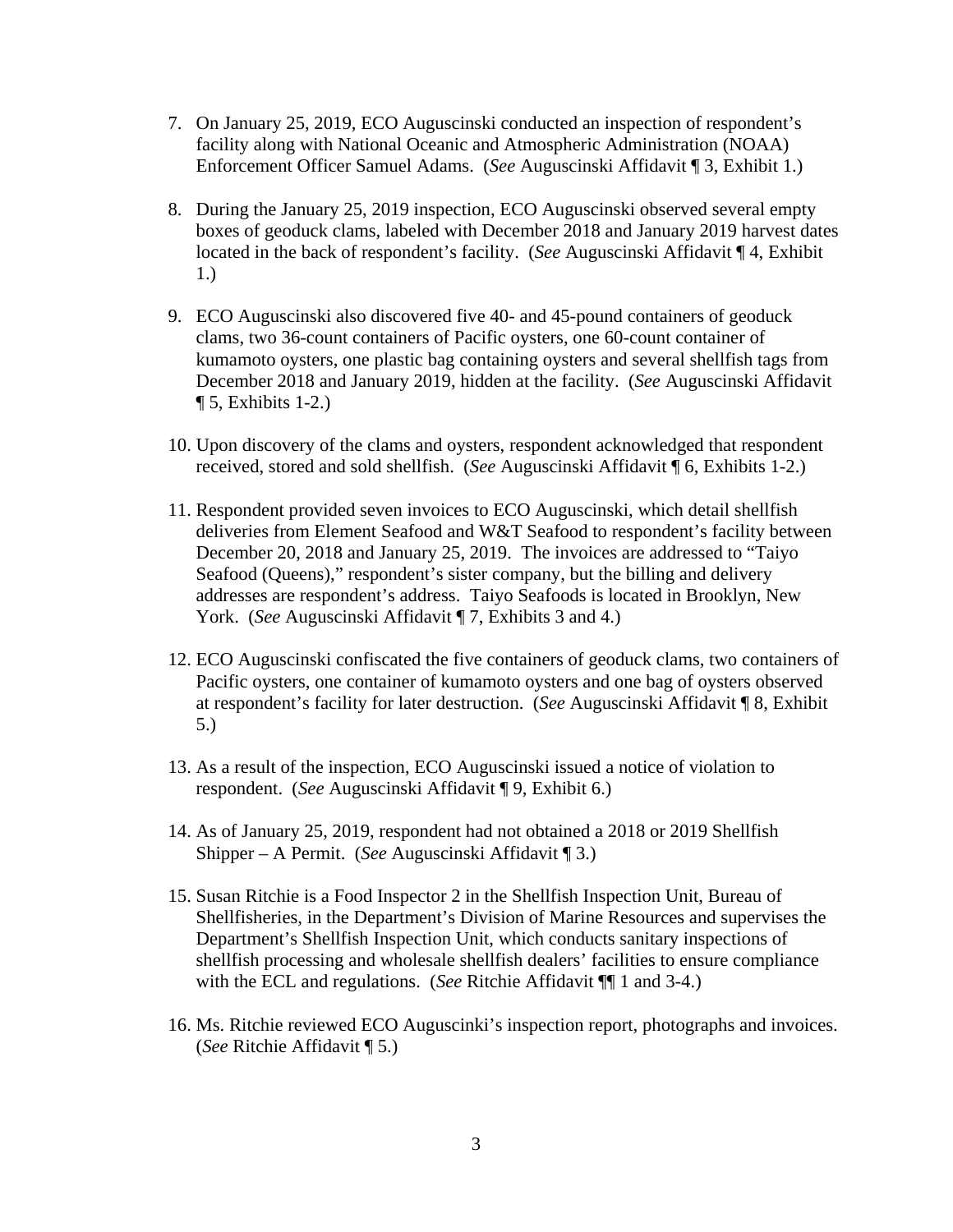7. On January 25, 2019, ECO Auguscinski conducted an inspection of respondent's facility along with National Oceanic and Atmospheric Administration (NOAA) Enforcement Officer Samuel Adams. (*See* Auguscinski Affidavit ¶ 3, Exhibit 1.)

8. During the January 25, 2019 inspection, ECO Auguscinski observed several empty boxes of geoduck clams, labeled with December 2018 and January 2019 harvest dates located in the back of respondent's facility. (*See* Auguscinski Affidavit ¶ 4, Exhibit 1.)

9. ECO Auguscinski also discovered five 40- and 45-pound containers of geoduck clams, two 36-count containers of Pacific oysters, one 60-count container of kumamoto oysters, one plastic bag containing oysters and several shellfish tags from December 2018 and January 2019, hidden at the facility. (*See* Auguscinski Affidavit ¶ 5, Exhibits 1-2.)

10. Upon discovery of the clams and oysters, respondent acknowledged that respondent received, stored and sold shellfish. (*See* Auguscinski Affidavit ¶ 6, Exhibits 1-2.)

11. Respondent provided seven invoices to ECO Auguscinski, which detail shellfish deliveries from Element Seafood and W&T Seafood to respondent's facility between December 20, 2018 and January 25, 2019. The invoices are addressed to "Taiyo Seafood (Queens)," respondent's sister company, but the billing and delivery addresses are respondent's address. Taiyo Seafoods is located in Brooklyn, New York. (*See* Auguscinski Affidavit ¶ 7, Exhibits 3 and 4.)

12. ECO Auguscinski confiscated the five containers of geoduck clams, two containers of Pacific oysters, one container of kumamoto oysters and one bag of oysters observed at respondent's facility for later destruction. (*See* Auguscinski Affidavit ¶ 8, Exhibit 5.)

13. As a result of the inspection, ECO Auguscinski issued a notice of violation to respondent. (*See* Auguscinski Affidavit ¶ 9, Exhibit 6.)

14. As of January 25, 2019, respondent had not obtained a 2018 or 2019 Shellfish Shipper – A Permit. (*See* Auguscinski Affidavit ¶ 3.)

15. Susan Ritchie is a Food Inspector 2 in the Shellfish Inspection Unit, Bureau of Shellfisheries, in the Department's Division of Marine Resources and supervises the Department's Shellfish Inspection Unit, which conducts sanitary inspections of shellfish processing and wholesale shellfish dealers' facilities to ensure compliance with the ECL and regulations. (*See* Ritchie Affidavit ¶¶ 1 and 3-4.)

16. Ms. Ritchie reviewed ECO Auguscinki's inspection report, photographs and invoices. (*See* Ritchie Affidavit ¶ 5.)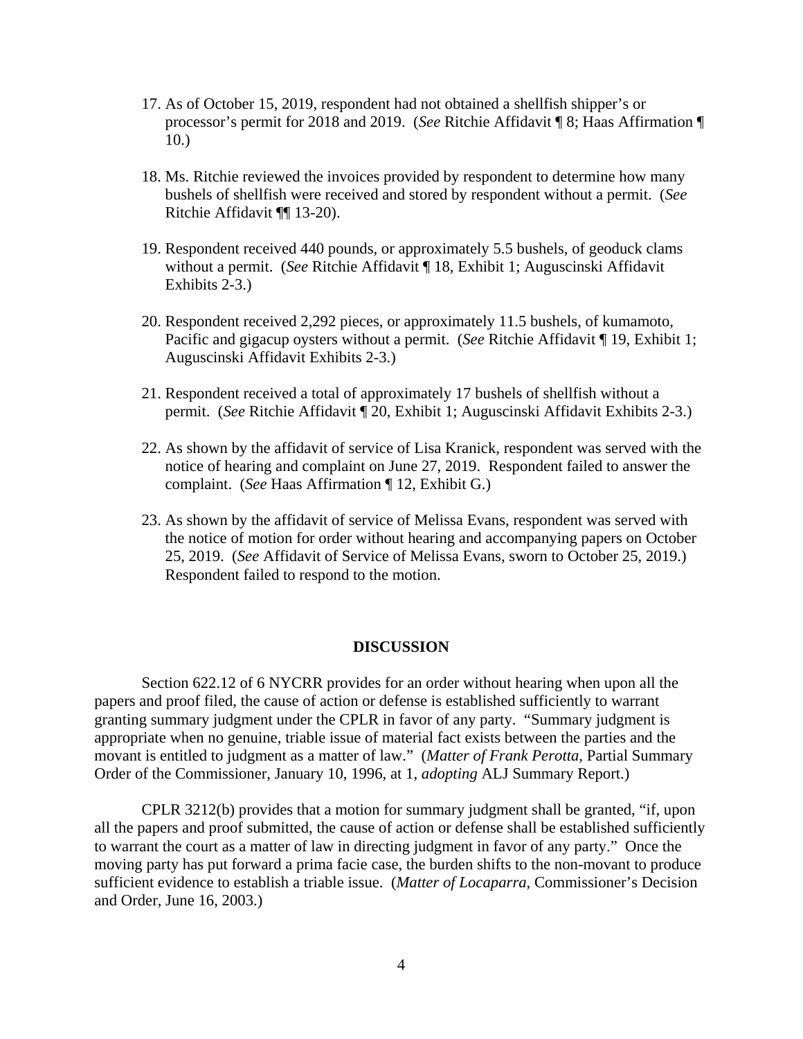17. As of October 15, 2019, respondent had not obtained a shellfish shipper's or processor's permit for 2018 and 2019. (*See* Ritchie Affidavit ¶ 8; Haas Affirmation ¶ 10.)

18. Ms. Ritchie reviewed the invoices provided by respondent to determine how many bushels of shellfish were received and stored by respondent without a permit. (*See* Ritchie Affidavit ¶¶ 13-20).

19. Respondent received 440 pounds, or approximately 5.5 bushels, of geoduck clams without a permit. (*See* Ritchie Affidavit ¶ 18, Exhibit 1; Auguscinski Affidavit Exhibits 2-3.)

20. Respondent received 2,292 pieces, or approximately 11.5 bushels, of kumamoto, Pacific and gigacup oysters without a permit. (*See* Ritchie Affidavit ¶ 19, Exhibit 1; Auguscinski Affidavit Exhibits 2-3.)

21. Respondent received a total of approximately 17 bushels of shellfish without a permit. (*See* Ritchie Affidavit ¶ 20, Exhibit 1; Auguscinski Affidavit Exhibits 2-3.)

22. As shown by the affidavit of service of Lisa Kranick, respondent was served with the notice of hearing and complaint on June 27, 2019. Respondent failed to answer the complaint. (*See* Haas Affirmation ¶ 12, Exhibit G.)

23. As shown by the affidavit of service of Melissa Evans, respondent was served with the notice of motion for order without hearing and accompanying papers on October 25, 2019. (*See* Affidavit of Service of Melissa Evans, sworn to October 25, 2019.) Respondent failed to respond to the motion.

## DISCUSSION

Section 622.12 of 6 NYCRR provides for an order without hearing when upon all the papers and proof filed, the cause of action or defense is established sufficiently to warrant granting summary judgment under the CPLR in favor of any party. "Summary judgment is appropriate when no genuine, triable issue of material fact exists between the parties and the movant is entitled to judgment as a matter of law." (*Matter of Frank Perotta*, Partial Summary Order of the Commissioner, January 10, 1996, at 1, *adopting* ALJ Summary Report.)

CPLR 3212(b) provides that a motion for summary judgment shall be granted, "if, upon all the papers and proof submitted, the cause of action or defense shall be established sufficiently to warrant the court as a matter of law in directing judgment in favor of any party." Once the moving party has put forward a prima facie case, the burden shifts to the non-movant to produce sufficient evidence to establish a triable issue. (*Matter of Locaparra*, Commissioner's Decision and Order, June 16, 2003.)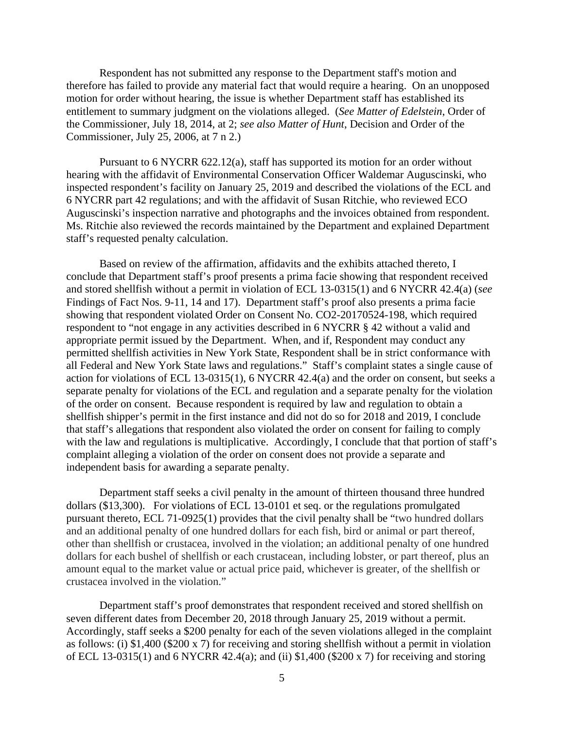Respondent has not submitted any response to the Department staff's motion and therefore has failed to provide any material fact that would require a hearing. On an unopposed motion for order without hearing, the issue is whether Department staff has established its entitlement to summary judgment on the violations alleged. (*See Matter of Edelstein*, Order of the Commissioner, July 18, 2014, at 2; *see also Matter of Hunt*, Decision and Order of the Commissioner, July 25, 2006, at 7 n 2.)

Pursuant to 6 NYCRR 622.12(a), staff has supported its motion for an order without hearing with the affidavit of Environmental Conservation Officer Waldemar Auguscinski, who inspected respondent's facility on January 25, 2019 and described the violations of the ECL and 6 NYCRR part 42 regulations; and with the affidavit of Susan Ritchie, who reviewed ECO Auguscinski's inspection narrative and photographs and the invoices obtained from respondent. Ms. Ritchie also reviewed the records maintained by the Department and explained Department staff's requested penalty calculation.

Based on review of the affirmation, affidavits and the exhibits attached thereto, I conclude that Department staff's proof presents a prima facie showing that respondent received and stored shellfish without a permit in violation of ECL 13-0315(1) and 6 NYCRR 42.4(a) (*see* Findings of Fact Nos. 9-11, 14 and 17). Department staff's proof also presents a prima facie showing that respondent violated Order on Consent No. CO2-20170524-198, which required respondent to "not engage in any activities described in 6 NYCRR § 42 without a valid and appropriate permit issued by the Department. When, and if, Respondent may conduct any permitted shellfish activities in New York State, Respondent shall be in strict conformance with all Federal and New York State laws and regulations." Staff's complaint states a single cause of action for violations of ECL 13-0315(1), 6 NYCRR 42.4(a) and the order on consent, but seeks a separate penalty for violations of the ECL and regulation and a separate penalty for the violation of the order on consent. Because respondent is required by law and regulation to obtain a shellfish shipper's permit in the first instance and did not do so for 2018 and 2019, I conclude that staff's allegations that respondent also violated the order on consent for failing to comply with the law and regulations is multiplicative. Accordingly, I conclude that that portion of staff's complaint alleging a violation of the order on consent does not provide a separate and independent basis for awarding a separate penalty.

Department staff seeks a civil penalty in the amount of thirteen thousand three hundred dollars ($13,300). For violations of ECL 13-0101 et seq. or the regulations promulgated pursuant thereto, ECL 71-0925(1) provides that the civil penalty shall be "two hundred dollars and an additional penalty of one hundred dollars for each fish, bird or animal or part thereof, other than shellfish or crustacea, involved in the violation; an additional penalty of one hundred dollars for each bushel of shellfish or each crustacean, including lobster, or part thereof, plus an amount equal to the market value or actual price paid, whichever is greater, of the shellfish or crustacea involved in the violation."

Department staff's proof demonstrates that respondent received and stored shellfish on seven different dates from December 20, 2018 through January 25, 2019 without a permit. Accordingly, staff seeks a $200 penalty for each of the seven violations alleged in the complaint as follows: (i) $1,400 ($200 x 7) for receiving and storing shellfish without a permit in violation of ECL 13-0315(1) and 6 NYCRR 42.4(a); and (ii) $1,400 ($200 x 7) for receiving and storing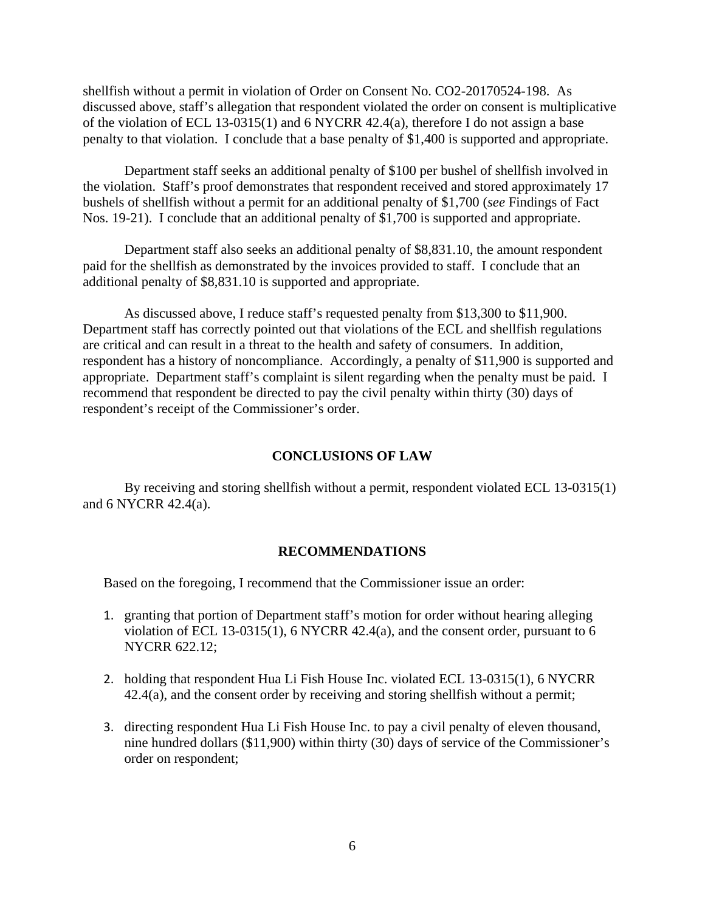shellfish without a permit in violation of Order on Consent No. CO2-20170524-198. As discussed above, staff's allegation that respondent violated the order on consent is multiplicative of the violation of ECL 13-0315(1) and 6 NYCRR 42.4(a), therefore I do not assign a base penalty to that violation. I conclude that a base penalty of $1,400 is supported and appropriate.

Department staff seeks an additional penalty of $100 per bushel of shellfish involved in the violation. Staff's proof demonstrates that respondent received and stored approximately 17 bushels of shellfish without a permit for an additional penalty of $1,700 (*see* Findings of Fact Nos. 19-21). I conclude that an additional penalty of $1,700 is supported and appropriate.

Department staff also seeks an additional penalty of $8,831.10, the amount respondent paid for the shellfish as demonstrated by the invoices provided to staff. I conclude that an additional penalty of $8,831.10 is supported and appropriate.

As discussed above, I reduce staff's requested penalty from $13,300 to $11,900. Department staff has correctly pointed out that violations of the ECL and shellfish regulations are critical and can result in a threat to the health and safety of consumers. In addition, respondent has a history of noncompliance. Accordingly, a penalty of $11,900 is supported and appropriate. Department staff's complaint is silent regarding when the penalty must be paid. I recommend that respondent be directed to pay the civil penalty within thirty (30) days of respondent's receipt of the Commissioner's order.

## CONCLUSIONS OF LAW

By receiving and storing shellfish without a permit, respondent violated ECL 13-0315(1) and 6 NYCRR 42.4(a).

## RECOMMENDATIONS

Based on the foregoing, I recommend that the Commissioner issue an order:

1. granting that portion of Department staff's motion for order without hearing alleging violation of ECL 13-0315(1), 6 NYCRR 42.4(a), and the consent order, pursuant to 6 NYCRR 622.12;

2. holding that respondent Hua Li Fish House Inc. violated ECL 13-0315(1), 6 NYCRR 42.4(a), and the consent order by receiving and storing shellfish without a permit;

3. directing respondent Hua Li Fish House Inc. to pay a civil penalty of eleven thousand, nine hundred dollars ($11,900) within thirty (30) days of service of the Commissioner's order on respondent;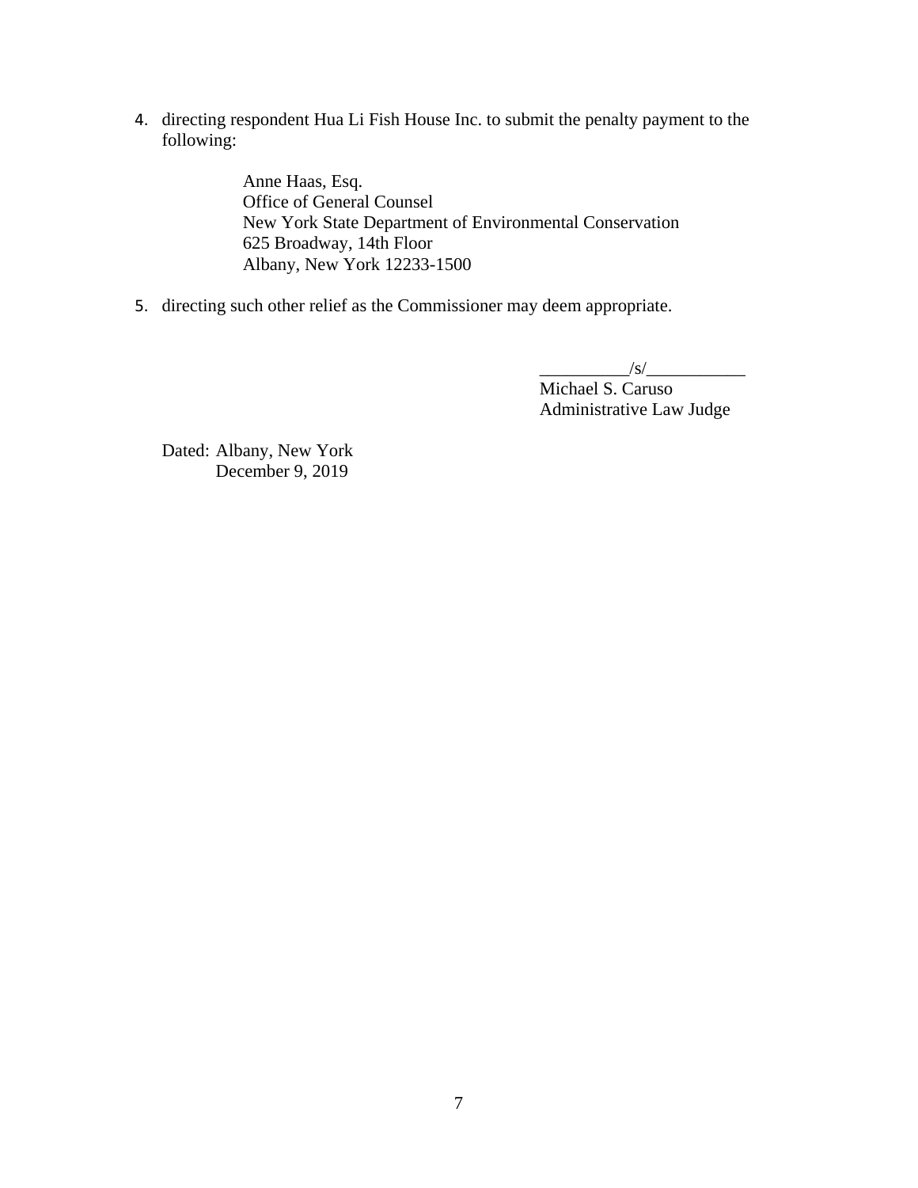4. directing respondent Hua Li Fish House Inc. to submit the penalty payment to the following:

   Anne Haas, Esq.
   Office of General Counsel
   New York State Department of Environmental Conservation
   625 Broadway, 14th Floor
   Albany, New York 12233-1500

5. directing such other relief as the Commissioner may deem appropriate.

__________/s/___________
Michael S. Caruso
Administrative Law Judge

Dated: Albany, New York
December 9, 2019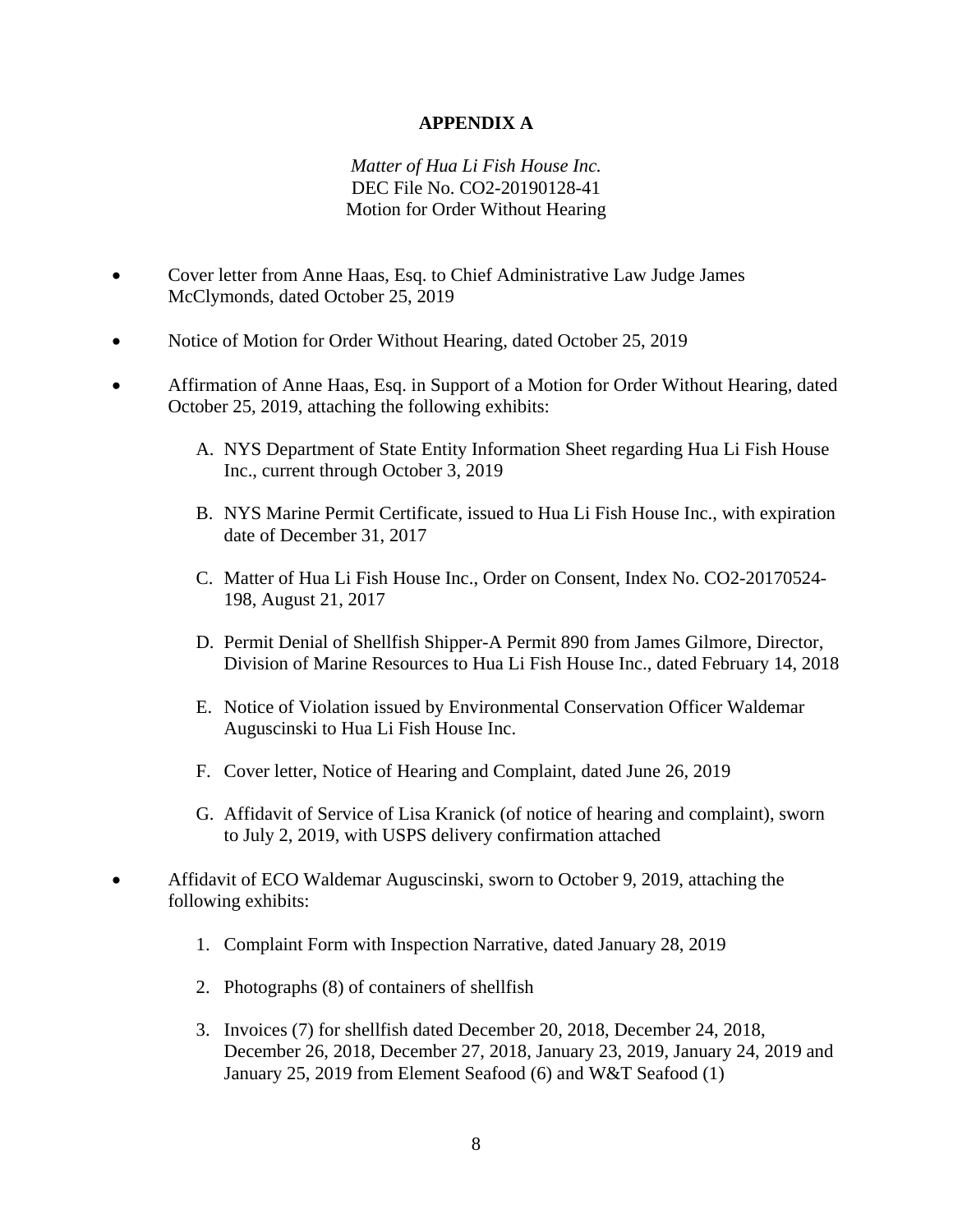## APPENDIX A

*Matter of Hua Li Fish House Inc.*
DEC File No. CO2-20190128-41
Motion for Order Without Hearing

- Cover letter from Anne Haas, Esq. to Chief Administrative Law Judge James McClymonds, dated October 25, 2019
- Notice of Motion for Order Without Hearing, dated October 25, 2019
- Affirmation of Anne Haas, Esq. in Support of a Motion for Order Without Hearing, dated October 25, 2019, attaching the following exhibits:
    A. NYS Department of State Entity Information Sheet regarding Hua Li Fish House Inc., current through October 3, 2019
    B. NYS Marine Permit Certificate, issued to Hua Li Fish House Inc., with expiration date of December 31, 2017
    C. Matter of Hua Li Fish House Inc., Order on Consent, Index No. CO2-20170524-198, August 21, 2017
    D. Permit Denial of Shellfish Shipper-A Permit 890 from James Gilmore, Director, Division of Marine Resources to Hua Li Fish House Inc., dated February 14, 2018
    E. Notice of Violation issued by Environmental Conservation Officer Waldemar Auguscinski to Hua Li Fish House Inc.
    F. Cover letter, Notice of Hearing and Complaint, dated June 26, 2019
    G. Affidavit of Service of Lisa Kranick (of notice of hearing and complaint), sworn to July 2, 2019, with USPS delivery confirmation attached
- Affidavit of ECO Waldemar Auguscinski, sworn to October 9, 2019, attaching the following exhibits:
    1. Complaint Form with Inspection Narrative, dated January 28, 2019
    2. Photographs (8) of containers of shellfish
    3. Invoices (7) for shellfish dated December 20, 2018, December 24, 2018, December 26, 2018, December 27, 2018, January 23, 2019, January 24, 2019 and January 25, 2019 from Element Seafood (6) and W&T Seafood (1)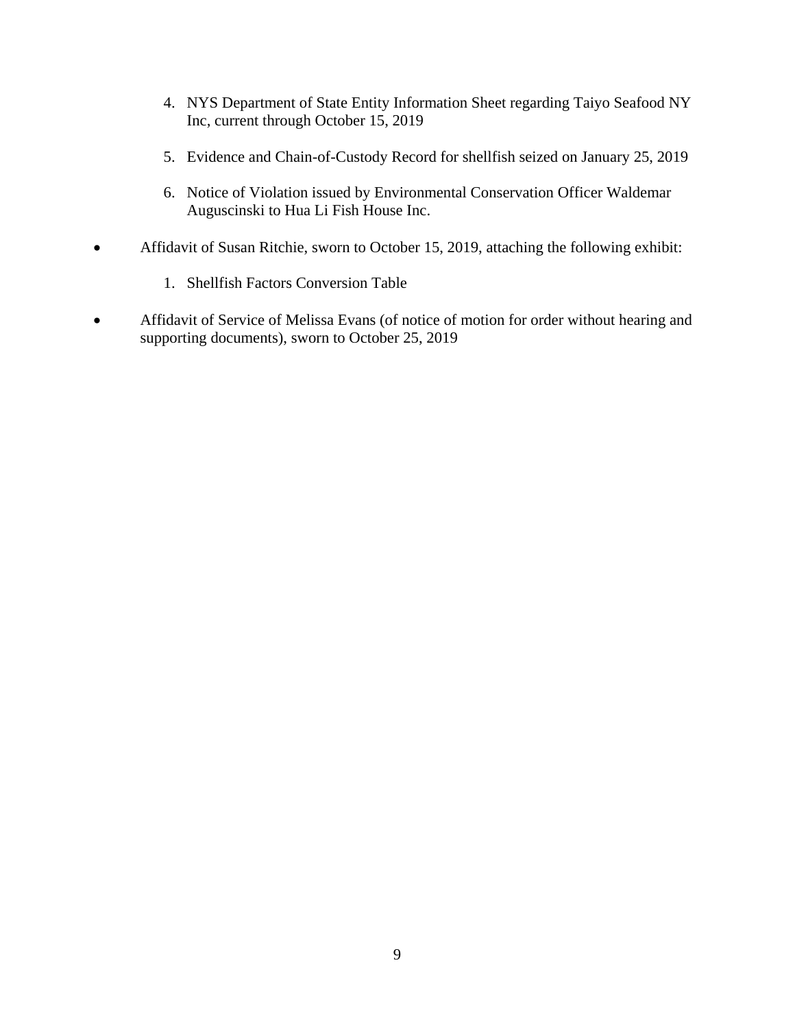4. NYS Department of State Entity Information Sheet regarding Taiyo Seafood NY Inc, current through October 15, 2019

5. Evidence and Chain-of-Custody Record for shellfish seized on January 25, 2019

6. Notice of Violation issued by Environmental Conservation Officer Waldemar Auguscinski to Hua Li Fish House Inc.

- Affidavit of Susan Ritchie, sworn to October 15, 2019, attaching the following exhibit:

   1. Shellfish Factors Conversion Table

- Affidavit of Service of Melissa Evans (of notice of motion for order without hearing and supporting documents), sworn to October 25, 2019